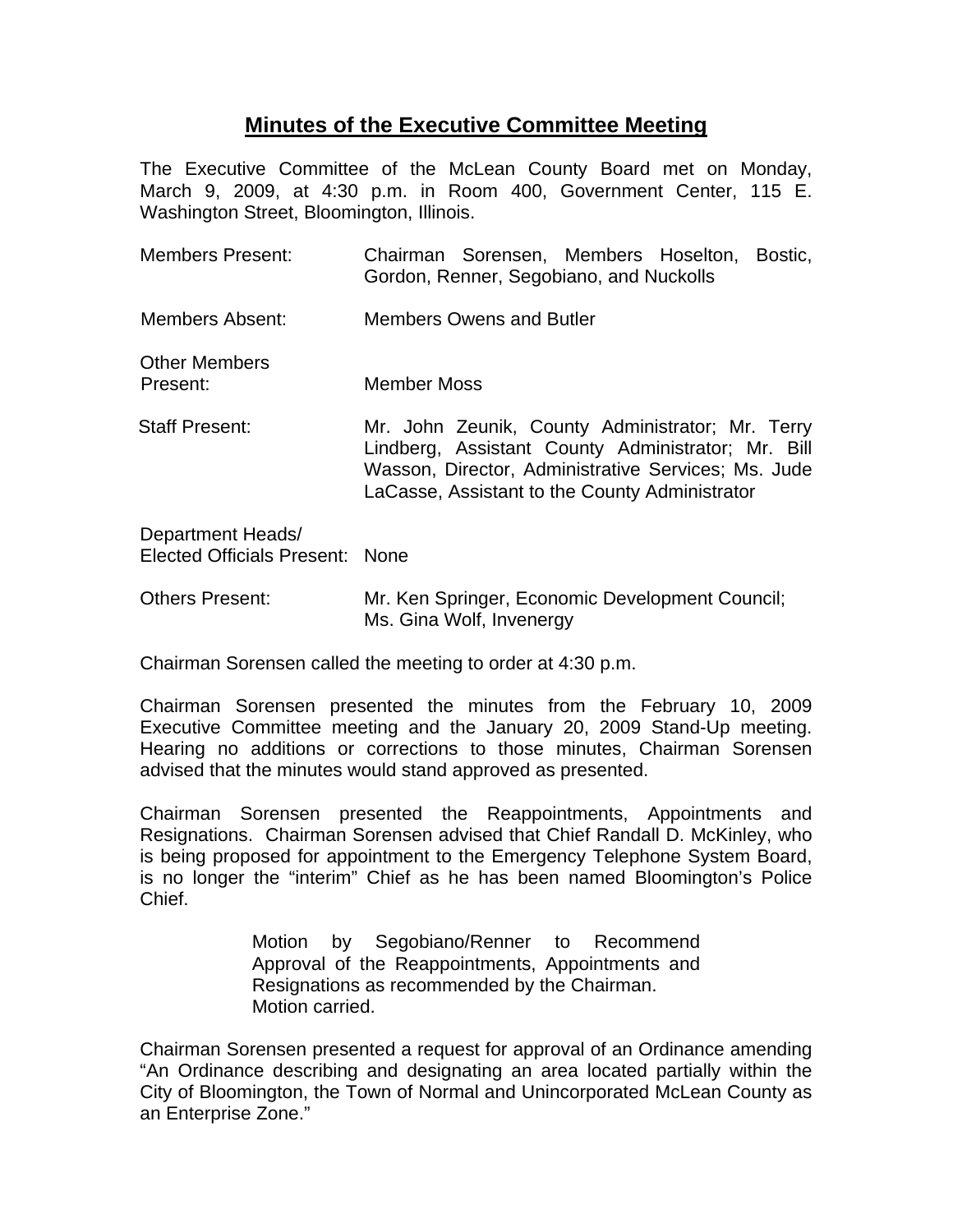# Minutes of the Executive Committee Meeting

The Executive Committee of the McLean County Board met on Monday, March 9, 2009, at 4:30 p.m. in Room 400, Government Center, 115 E. Washington Street, Bloomington, Illinois.

| | |
|---|---|
| Members Present: | Chairman Sorensen, Members Hoselton, Bostic, Gordon, Renner, Segobiano, and Nuckolls |
| Members Absent: | Members Owens and Butler |
| Other Members Present: | Member Moss |
| Staff Present: | Mr. John Zeunik, County Administrator; Mr. Terry Lindberg, Assistant County Administrator; Mr. Bill Wasson, Director, Administrative Services; Ms. Jude LaCasse, Assistant to the County Administrator |
| Department Heads/ Elected Officials Present: | None |
| Others Present: | Mr. Ken Springer, Economic Development Council; Ms. Gina Wolf, Invenergy |

Chairman Sorensen called the meeting to order at 4:30 p.m.

Chairman Sorensen presented the minutes from the February 10, 2009 Executive Committee meeting and the January 20, 2009 Stand-Up meeting. Hearing no additions or corrections to those minutes, Chairman Sorensen advised that the minutes would stand approved as presented.

Chairman Sorensen presented the Reappointments, Appointments and Resignations. Chairman Sorensen advised that Chief Randall D. McKinley, who is being proposed for appointment to the Emergency Telephone System Board, is no longer the "interim" Chief as he has been named Bloomington's Police Chief.

> Motion by Segobiano/Renner to Recommend Approval of the Reappointments, Appointments and Resignations as recommended by the Chairman.
> Motion carried.

Chairman Sorensen presented a request for approval of an Ordinance amending "An Ordinance describing and designating an area located partially within the City of Bloomington, the Town of Normal and Unincorporated McLean County as an Enterprise Zone."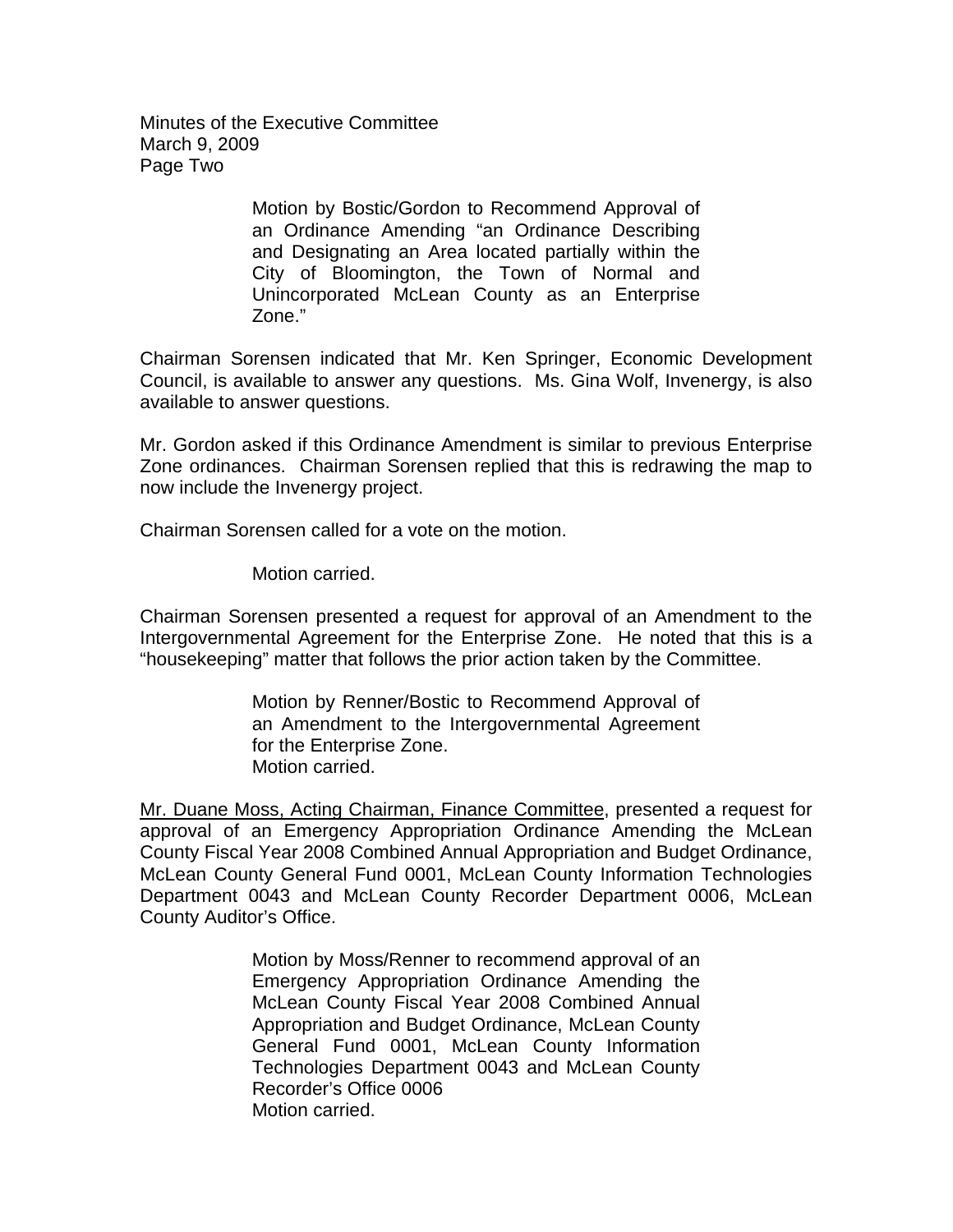Motion by Bostic/Gordon to Recommend Approval of an Ordinance Amending "an Ordinance Describing and Designating an Area located partially within the City of Bloomington, the Town of Normal and Unincorporated McLean County as an Enterprise Zone."

Chairman Sorensen indicated that Mr. Ken Springer, Economic Development Council, is available to answer any questions. Ms. Gina Wolf, Invenergy, is also available to answer questions.

Mr. Gordon asked if this Ordinance Amendment is similar to previous Enterprise Zone ordinances. Chairman Sorensen replied that this is redrawing the map to now include the Invenergy project.

Chairman Sorensen called for a vote on the motion.

Motion carried.

Chairman Sorensen presented a request for approval of an Amendment to the Intergovernmental Agreement for the Enterprise Zone. He noted that this is a "housekeeping" matter that follows the prior action taken by the Committee.

Motion by Renner/Bostic to Recommend Approval of an Amendment to the Intergovernmental Agreement for the Enterprise Zone.
Motion carried.

<u>Mr. Duane Moss, Acting Chairman, Finance Committee</u>, presented a request for approval of an Emergency Appropriation Ordinance Amending the McLean County Fiscal Year 2008 Combined Annual Appropriation and Budget Ordinance, McLean County General Fund 0001, McLean County Information Technologies Department 0043 and McLean County Recorder Department 0006, McLean County Auditor's Office.

Motion by Moss/Renner to recommend approval of an Emergency Appropriation Ordinance Amending the McLean County Fiscal Year 2008 Combined Annual Appropriation and Budget Ordinance, McLean County General Fund 0001, McLean County Information Technologies Department 0043 and McLean County Recorder's Office 0006
Motion carried.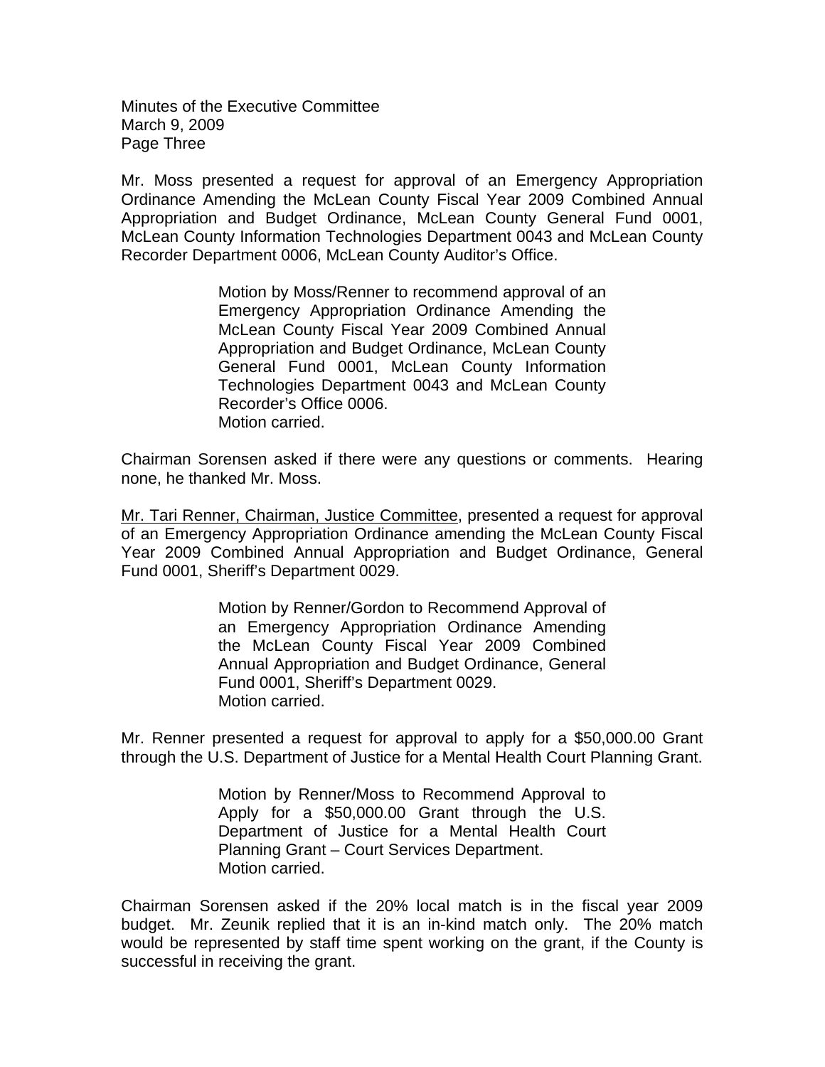Mr. Moss presented a request for approval of an Emergency Appropriation Ordinance Amending the McLean County Fiscal Year 2009 Combined Annual Appropriation and Budget Ordinance, McLean County General Fund 0001, McLean County Information Technologies Department 0043 and McLean County Recorder Department 0006, McLean County Auditor's Office.

> Motion by Moss/Renner to recommend approval of an Emergency Appropriation Ordinance Amending the McLean County Fiscal Year 2009 Combined Annual Appropriation and Budget Ordinance, McLean County General Fund 0001, McLean County Information Technologies Department 0043 and McLean County Recorder's Office 0006.
> Motion carried.

Chairman Sorensen asked if there were any questions or comments. Hearing none, he thanked Mr. Moss.

<u>Mr. Tari Renner, Chairman, Justice Committee</u>, presented a request for approval of an Emergency Appropriation Ordinance amending the McLean County Fiscal Year 2009 Combined Annual Appropriation and Budget Ordinance, General Fund 0001, Sheriff's Department 0029.

> Motion by Renner/Gordon to Recommend Approval of an Emergency Appropriation Ordinance Amending the McLean County Fiscal Year 2009 Combined Annual Appropriation and Budget Ordinance, General Fund 0001, Sheriff's Department 0029.
> Motion carried.

Mr. Renner presented a request for approval to apply for a $50,000.00 Grant through the U.S. Department of Justice for a Mental Health Court Planning Grant.

> Motion by Renner/Moss to Recommend Approval to Apply for a $50,000.00 Grant through the U.S. Department of Justice for a Mental Health Court Planning Grant – Court Services Department.
> Motion carried.

Chairman Sorensen asked if the 20% local match is in the fiscal year 2009 budget. Mr. Zeunik replied that it is an in-kind match only. The 20% match would be represented by staff time spent working on the grant, if the County is successful in receiving the grant.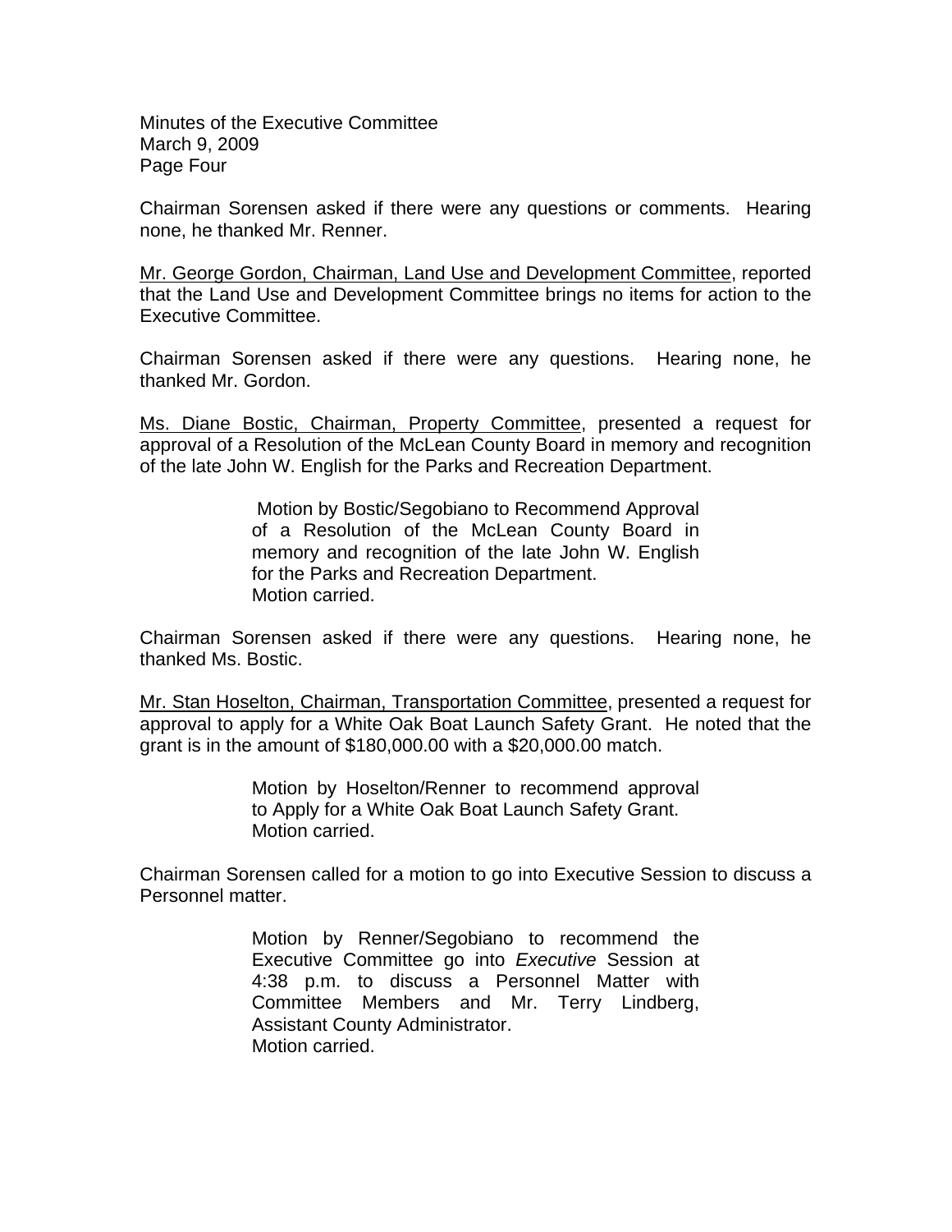Chairman Sorensen asked if there were any questions or comments. Hearing none, he thanked Mr. Renner.

Mr. George Gordon, Chairman, Land Use and Development Committee, reported that the Land Use and Development Committee brings no items for action to the Executive Committee.

Chairman Sorensen asked if there were any questions. Hearing none, he thanked Mr. Gordon.

Ms. Diane Bostic, Chairman, Property Committee, presented a request for approval of a Resolution of the McLean County Board in memory and recognition of the late John W. English for the Parks and Recreation Department.

> Motion by Bostic/Segobiano to Recommend Approval of a Resolution of the McLean County Board in memory and recognition of the late John W. English for the Parks and Recreation Department.
> Motion carried.

Chairman Sorensen asked if there were any questions. Hearing none, he thanked Ms. Bostic.

Mr. Stan Hoselton, Chairman, Transportation Committee, presented a request for approval to apply for a White Oak Boat Launch Safety Grant. He noted that the grant is in the amount of $180,000.00 with a $20,000.00 match.

> Motion by Hoselton/Renner to recommend approval to Apply for a White Oak Boat Launch Safety Grant.
> Motion carried.

Chairman Sorensen called for a motion to go into Executive Session to discuss a Personnel matter.

> Motion by Renner/Segobiano to recommend the Executive Committee go into *Executive* Session at 4:38 p.m. to discuss a Personnel Matter with Committee Members and Mr. Terry Lindberg, Assistant County Administrator.
> Motion carried.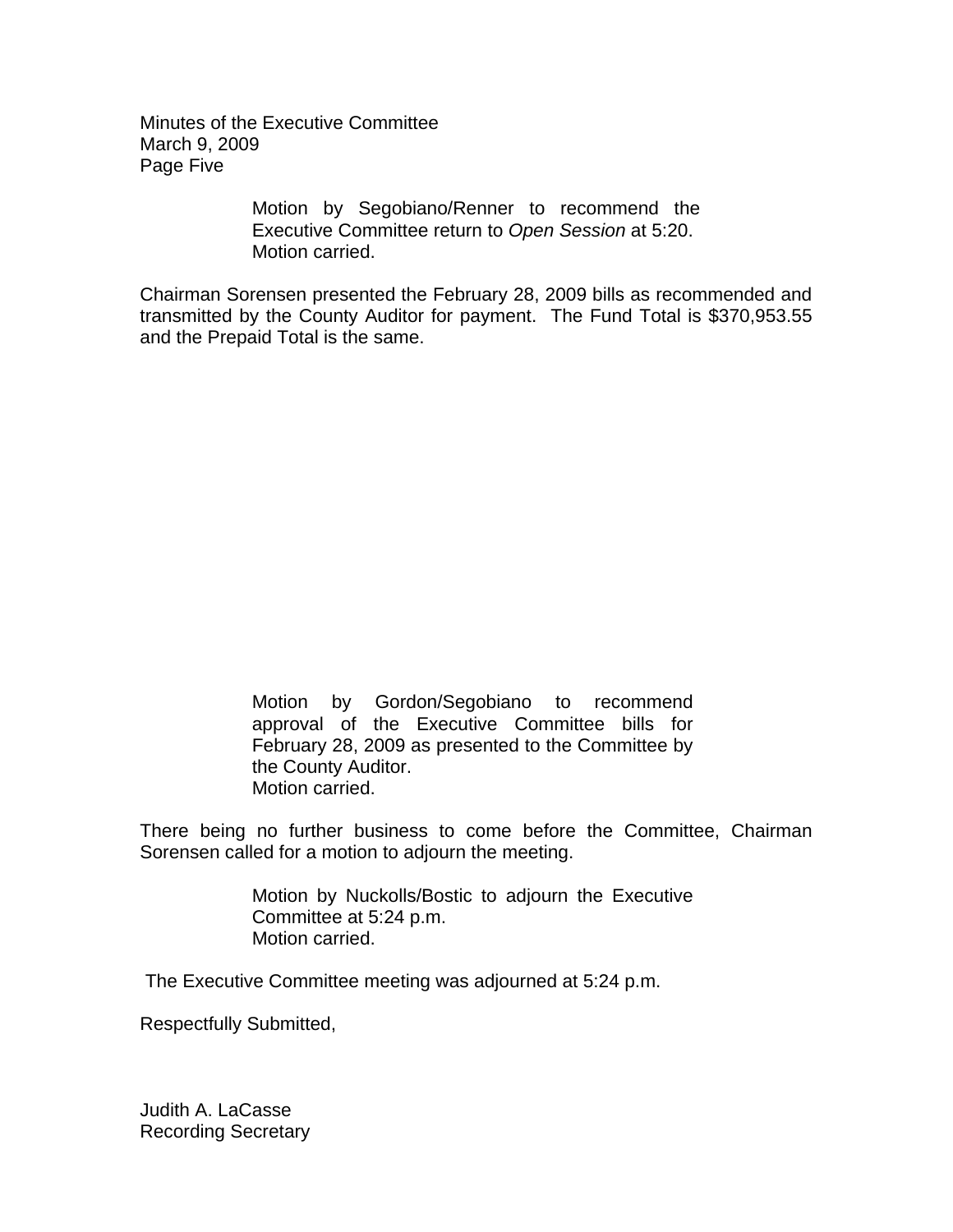Motion by Segobiano/Renner to recommend the Executive Committee return to *Open Session* at 5:20.
Motion carried.

Chairman Sorensen presented the February 28, 2009 bills as recommended and transmitted by the County Auditor for payment. The Fund Total is $370,953.55 and the Prepaid Total is the same.

Motion by Gordon/Segobiano to recommend approval of the Executive Committee bills for February 28, 2009 as presented to the Committee by the County Auditor.
Motion carried.

There being no further business to come before the Committee, Chairman Sorensen called for a motion to adjourn the meeting.

Motion by Nuckolls/Bostic to adjourn the Executive Committee at 5:24 p.m.
Motion carried.

The Executive Committee meeting was adjourned at 5:24 p.m.

Respectfully Submitted,

Judith A. LaCasse
Recording Secretary